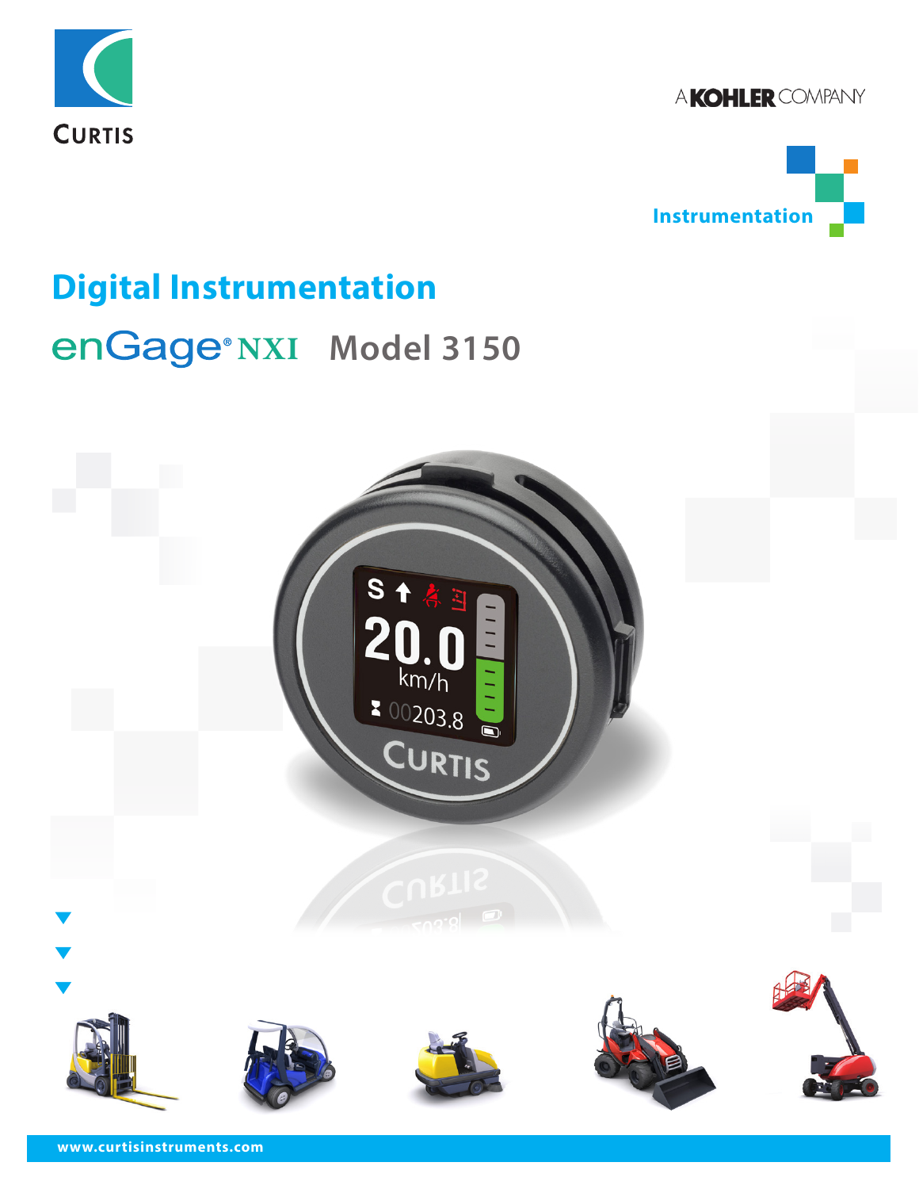CURTIS

A KOHLER COMPANY

Instrumentation

# Digital Instrumentation

## enGage® NXI Model 3150

www.curtisinstruments.com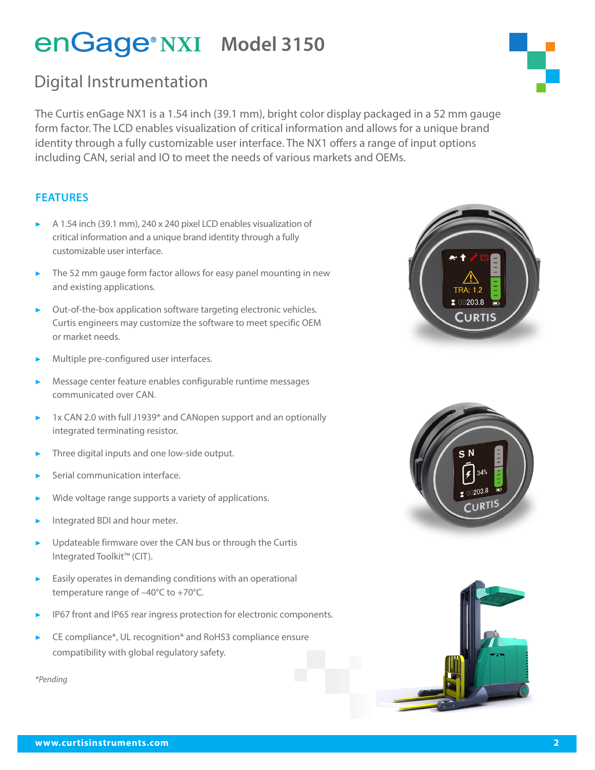# enGage® NXI Model 3150

## Digital Instrumentation

The Curtis enGage NX1 is a 1.54 inch (39.1 mm), bright color display packaged in a 52 mm gauge form factor. The LCD enables visualization of critical information and allows for a unique brand identity through a fully customizable user interface. The NX1 offers a range of input options including CAN, serial and IO to meet the needs of various markets and OEMs.

### FEATURES

- A 1.54 inch (39.1 mm), 240 x 240 pixel LCD enables visualization of critical information and a unique brand identity through a fully customizable user interface.
- The 52 mm gauge form factor allows for easy panel mounting in new and existing applications.
- Out-of-the-box application software targeting electronic vehicles. Curtis engineers may customize the software to meet specific OEM or market needs.
- Multiple pre-configured user interfaces.
- Message center feature enables configurable runtime messages communicated over CAN.
- 1x CAN 2.0 with full J1939* and CANopen support and an optionally integrated terminating resistor.
- Three digital inputs and one low-side output.
- Serial communication interface.
- Wide voltage range supports a variety of applications.
- Integrated BDI and hour meter.
- Updateable firmware over the CAN bus or through the Curtis Integrated Toolkit™ (CIT).
- Easily operates in demanding conditions with an operational temperature range of –40°C to +70°C.
- IP67 front and IP65 rear ingress protection for electronic components.
- CE compliance*, UL recognition* and RoHS3 compliance ensure compatibility with global regulatory safety.

*\*Pending*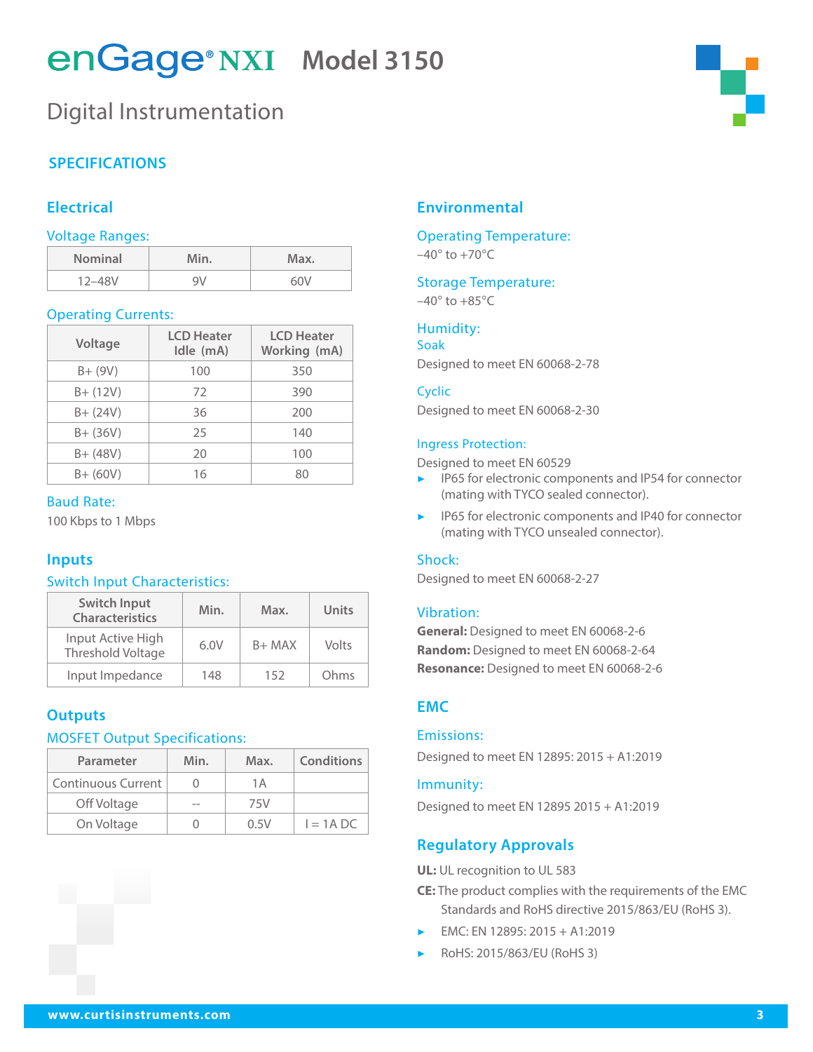# enGage® NXI Model 3150

## Digital Instrumentation

### SPECIFICATIONS

## Electrical

### Voltage Ranges:

| Nominal | Min. | Max. |
|---|---|---|
| 12–48V | 9V | 60V |

### Operating Currents:

| Voltage | LCD Heater Idle (mA) | LCD Heater Working (mA) |
|---|---|---|
| B+ (9V) | 100 | 350 |
| B+ (12V) | 72 | 390 |
| B+ (24V) | 36 | 200 |
| B+ (36V) | 25 | 140 |
| B+ (48V) | 20 | 100 |
| B+ (60V) | 16 | 80 |

### Baud Rate:

100 Kbps to 1 Mbps

## Inputs

### Switch Input Characteristics:

| Switch Input Characteristics | Min. | Max. | Units |
|---|---|---|---|
| Input Active High Threshold Voltage | 6.0V | B+ MAX | Volts |
| Input Impedance | 148 | 152 | Ohms |

## Outputs

### MOSFET Output Specifications:

| Parameter | Min. | Max. | Conditions |
|---|---|---|---|
| Continuous Current | 0 | 1A | |
| Off Voltage | -- | 75V | |
| On Voltage | 0 | 0.5V | I = 1A DC |

## Environmental

### Operating Temperature:

–40° to +70°C

### Storage Temperature:

–40° to +85°C

### Humidity:

Soak

Designed to meet EN 60068-2-78

Cyclic

Designed to meet EN 60068-2-30

### Ingress Protection:

Designed to meet EN 60529

- IP65 for electronic components and IP54 for connector (mating with TYCO sealed connector).
- IP65 for electronic components and IP40 for connector (mating with TYCO unsealed connector).

### Shock:

Designed to meet EN 60068-2-27

### Vibration:

**General:** Designed to meet EN 60068-2-6
**Random:** Designed to meet EN 60068-2-64
**Resonance:** Designed to meet EN 60068-2-6

## EMC

### Emissions:

Designed to meet EN 12895: 2015 + A1:2019

### Immunity:

Designed to meet EN 12895 2015 + A1:2019

## Regulatory Approvals

**UL:** UL recognition to UL 583

**CE:** The product complies with the requirements of the EMC Standards and RoHS directive 2015/863/EU (RoHS 3).

- EMC: EN 12895: 2015 + A1:2019
- RoHS: 2015/863/EU (RoHS 3)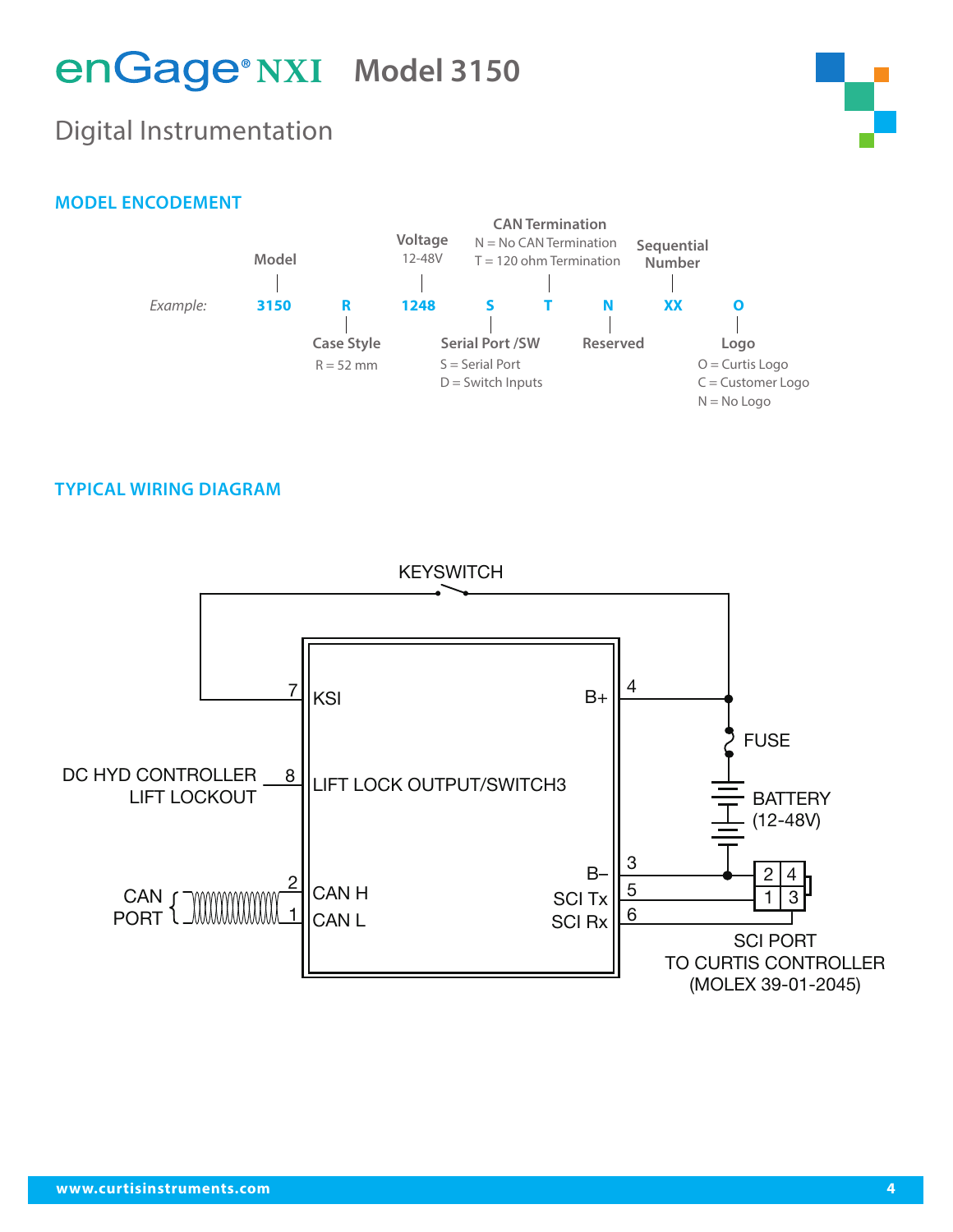# enGage® NXI Model 3150

## Digital Instrumentation

### MODEL ENCODEMENT

*Example:* **3150 R 1248 S T N XX O**

- **Model**: 3150
- **Case Style**: R = 52 mm
- **Voltage**: 12-48V
- **Serial Port /SW**: S = Serial Port, D = Switch Inputs
- **CAN Termination**: N = No CAN Termination, T = 120 ohm Termination
- **Reserved**: N
- **Sequential Number**: XX
- **Logo**: O = Curtis Logo, C = Customer Logo, N = No Logo

### TYPICAL WIRING DIAGRAM

KEYSWITCH

7 KSI | B+ 4

FUSE

DC HYD CONTROLLER LIFT LOCKOUT 8 LIFT LOCK OUTPUT/SWITCH3

BATTERY (12-48V)

B– 3

CAN PORT 2 CAN H | SCI Tx 5

1 CAN L | SCI Rx 6

2 4
1 3

SCI PORT TO CURTIS CONTROLLER (MOLEX 39-01-2045)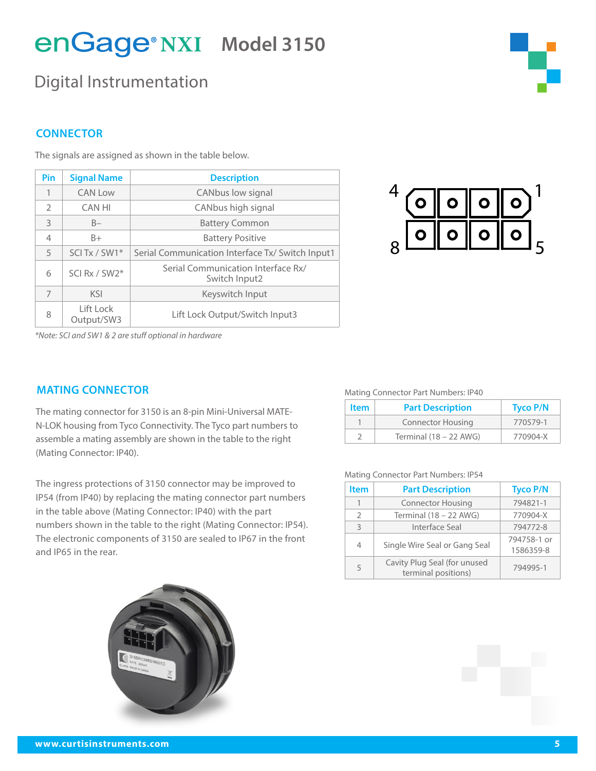# enGage® NXI Model 3150

## Digital Instrumentation

### CONNECTOR

The signals are assigned as shown in the table below.

| Pin | Signal Name | Description |
|---|---|---|
| 1 | CAN Low | CANbus low signal |
| 2 | CAN HI | CANbus high signal |
| 3 | B– | Battery Common |
| 4 | B+ | Battery Positive |
| 5 | SCI Tx / SW1* | Serial Communication Interface Tx/ Switch Input1 |
| 6 | SCI Rx / SW2* | Serial Communication Interface Rx/ Switch Input2 |
| 7 | KSI | Keyswitch Input |
| 8 | Lift Lock Output/SW3 | Lift Lock Output/Switch Input3 |

*Note: SCI and SW1 & 2 are stuff optional in hardware*

### MATING CONNECTOR

The mating connector for 3150 is an 8-pin Mini-Universal MATE-N-LOK housing from Tyco Connectivity. The Tyco part numbers to assemble a mating assembly are shown in the table to the right (Mating Connector: IP40).

The ingress protections of 3150 connector may be improved to IP54 (from IP40) by replacing the mating connector part numbers in the table above (Mating Connector: IP40) with the part numbers shown in the table to the right (Mating Connector: IP54). The electronic components of 3150 are sealed to IP67 in the front and IP65 in the rear.

Mating Connector Part Numbers: IP40

| Item | Part Description | Tyco P/N |
|---|---|---|
| 1 | Connector Housing | 770579-1 |
| 2 | Terminal (18 – 22 AWG) | 770904-X |

Mating Connector Part Numbers: IP54

| Item | Part Description | Tyco P/N |
|---|---|---|
| 1 | Connector Housing | 794821-1 |
| 2 | Terminal (18 – 22 AWG) | 770904-X |
| 3 | Interface Seal | 794772-8 |
| 4 | Single Wire Seal or Gang Seal | 794758-1 or 1586359-8 |
| 5 | Cavity Plug Seal (for unused terminal positions) | 794995-1 |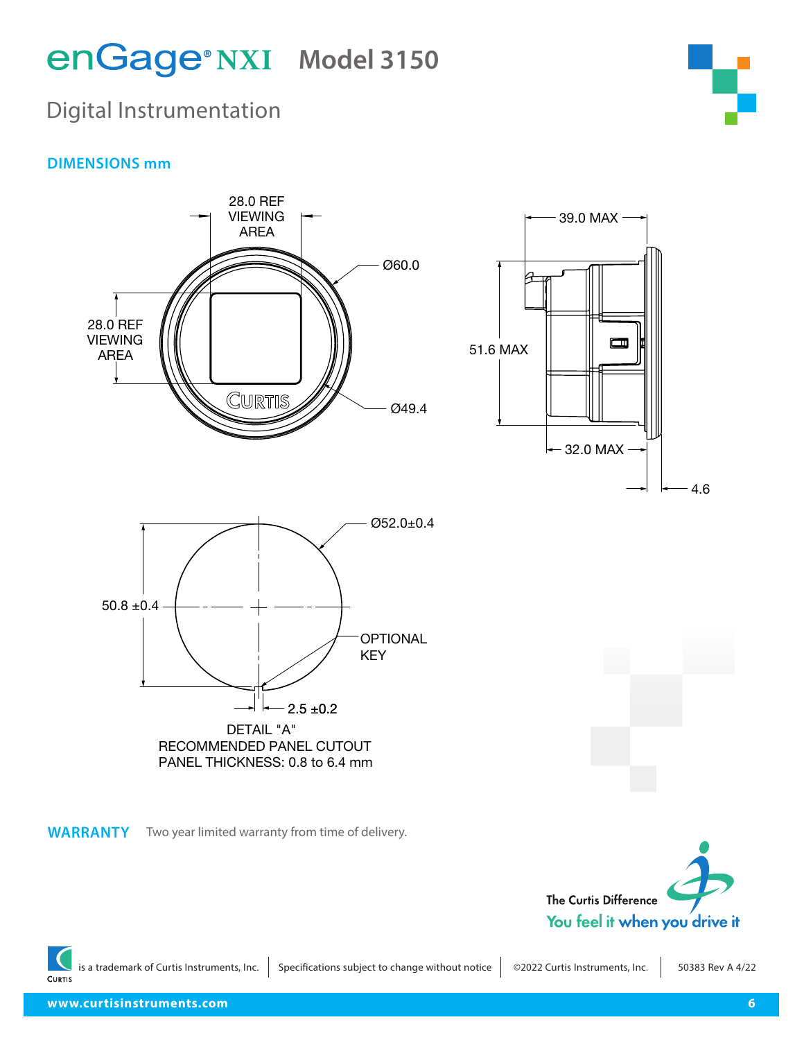# enGage® NXI Model 3150

## Digital Instrumentation

### DIMENSIONS mm

28.0 REF
VIEWING
AREA

Ø60.0

28.0 REF
VIEWING
AREA

CURTIS

Ø49.4

39.0 MAX

51.6 MAX

32.0 MAX

4.6

Ø52.0±0.4

50.8 ±0.4

OPTIONAL
KEY

2.5 ±0.2

DETAIL "A"
RECOMMENDED PANEL CUTOUT
PANEL THICKNESS: 0.8 to 6.4 mm

**WARRANTY** Two year limited warranty from time of delivery.

The Curtis Difference
You feel it when you drive it

CURTIS is a trademark of Curtis Instruments, Inc. | Specifications subject to change without notice | ©2022 Curtis Instruments, Inc. | 50383 Rev A 4/22

www.curtisinstruments.com